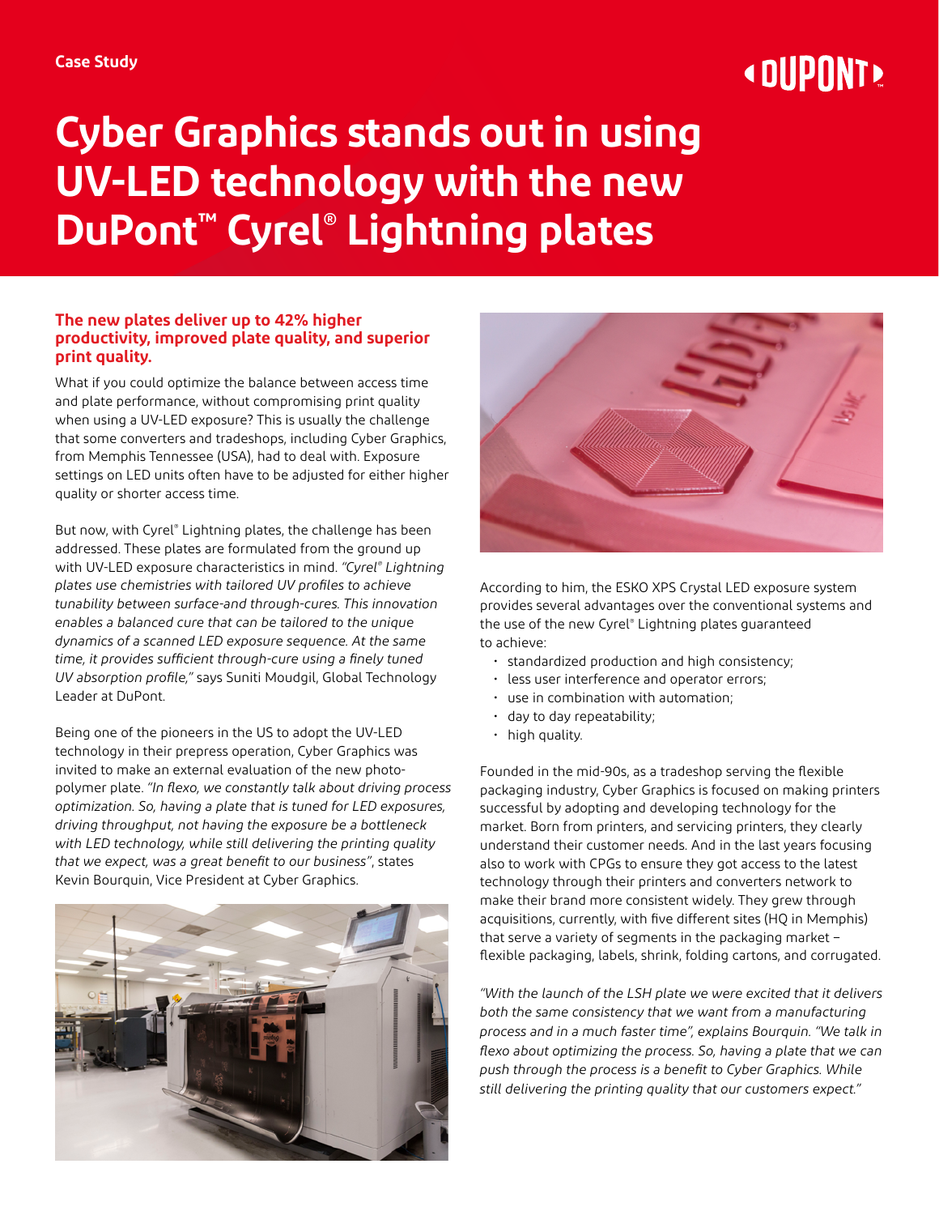Case Study

# Cyber Graphics stands out in using UV-LED technology with the new DuPont™ Cyrel® Lightning plates

## The new plates deliver up to 42% higher productivity, improved plate quality, and superior print quality.

What if you could optimize the balance between access time and plate performance, without compromising print quality when using a UV-LED exposure? This is usually the challenge that some converters and tradeshops, including Cyber Graphics, from Memphis Tennessee (USA), had to deal with. Exposure settings on LED units often have to be adjusted for either higher quality or shorter access time.

But now, with Cyrel® Lightning plates, the challenge has been addressed. These plates are formulated from the ground up with UV-LED exposure characteristics in mind. *"Cyrel® Lightning plates use chemistries with tailored UV profiles to achieve tunability between surface-and through-cures. This innovation enables a balanced cure that can be tailored to the unique dynamics of a scanned LED exposure sequence. At the same time, it provides sufficient through-cure using a finely tuned UV absorption profile,"* says Suniti Moudgil, Global Technology Leader at DuPont.

Being one of the pioneers in the US to adopt the UV-LED technology in their prepress operation, Cyber Graphics was invited to make an external evaluation of the new photo-polymer plate. *"In flexo, we constantly talk about driving process optimization. So, having a plate that is tuned for LED exposures, driving throughput, not having the exposure be a bottleneck with LED technology, while still delivering the printing quality that we expect, was a great benefit to our business"*, states Kevin Bourquin, Vice President at Cyber Graphics.

According to him, the ESKO XPS Crystal LED exposure system provides several advantages over the conventional systems and the use of the new Cyrel® Lightning plates guaranteed to achieve:

- standardized production and high consistency;
- less user interference and operator errors;
- use in combination with automation;
- day to day repeatability;
- high quality.

Founded in the mid-90s, as a tradeshop serving the flexible packaging industry, Cyber Graphics is focused on making printers successful by adopting and developing technology for the market. Born from printers, and servicing printers, they clearly understand their customer needs. And in the last years focusing also to work with CPGs to ensure they got access to the latest technology through their printers and converters network to make their brand more consistent widely. They grew through acquisitions, currently, with five different sites (HQ in Memphis) that serve a variety of segments in the packaging market – flexible packaging, labels, shrink, folding cartons, and corrugated.

*"With the launch of the LSH plate we were excited that it delivers both the same consistency that we want from a manufacturing process and in a much faster time"*, explains Bourquin. *"We talk in flexo about optimizing the process. So, having a plate that we can push through the process is a benefit to Cyber Graphics. While still delivering the printing quality that our customers expect."*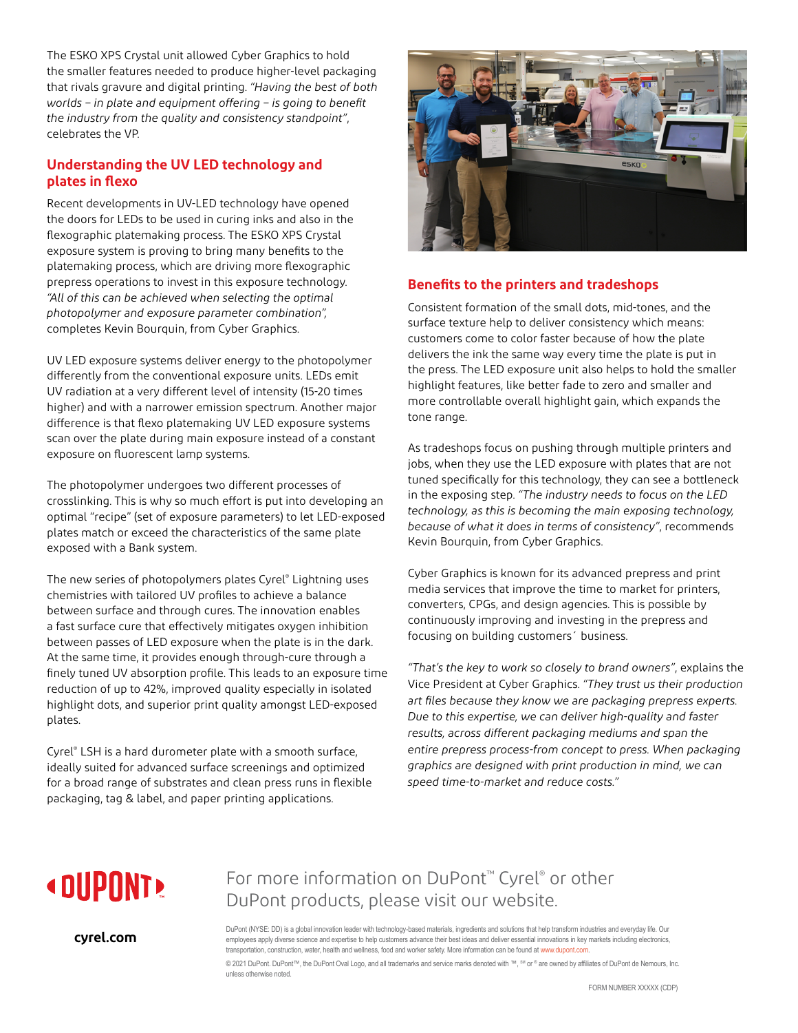The ESKO XPS Crystal unit allowed Cyber Graphics to hold the smaller features needed to produce higher-level packaging that rivals gravure and digital printing. *"Having the best of both worlds – in plate and equipment offering – is going to benefit the industry from the quality and consistency standpoint"*, celebrates the VP.

## Understanding the UV LED technology and plates in flexo

Recent developments in UV-LED technology have opened the doors for LEDs to be used in curing inks and also in the flexographic platemaking process. The ESKO XPS Crystal exposure system is proving to bring many benefits to the platemaking process, which are driving more flexographic prepress operations to invest in this exposure technology. *"All of this can be achieved when selecting the optimal photopolymer and exposure parameter combination"*, completes Kevin Bourquin, from Cyber Graphics.

UV LED exposure systems deliver energy to the photopolymer differently from the conventional exposure units. LEDs emit UV radiation at a very different level of intensity (15-20 times higher) and with a narrower emission spectrum. Another major difference is that flexo platemaking UV LED exposure systems scan over the plate during main exposure instead of a constant exposure on fluorescent lamp systems.

The photopolymer undergoes two different processes of crosslinking. This is why so much effort is put into developing an optimal "recipe" (set of exposure parameters) to let LED-exposed plates match or exceed the characteristics of the same plate exposed with a Bank system.

The new series of photopolymers plates Cyrel® Lightning uses chemistries with tailored UV profiles to achieve a balance between surface and through cures. The innovation enables a fast surface cure that effectively mitigates oxygen inhibition between passes of LED exposure when the plate is in the dark. At the same time, it provides enough through-cure through a finely tuned UV absorption profile. This leads to an exposure time reduction of up to 42%, improved quality especially in isolated highlight dots, and superior print quality amongst LED-exposed plates.

Cyrel® LSH is a hard durometer plate with a smooth surface, ideally suited for advanced surface screenings and optimized for a broad range of substrates and clean press runs in flexible packaging, tag & label, and paper printing applications.

## Benefits to the printers and tradeshops

Consistent formation of the small dots, mid-tones, and the surface texture help to deliver consistency which means: customers come to color faster because of how the plate delivers the ink the same way every time the plate is put in the press. The LED exposure unit also helps to hold the smaller highlight features, like better fade to zero and smaller and more controllable overall highlight gain, which expands the tone range.

As tradeshops focus on pushing through multiple printers and jobs, when they use the LED exposure with plates that are not tuned specifically for this technology, they can see a bottleneck in the exposing step. *"The industry needs to focus on the LED technology, as this is becoming the main exposing technology, because of what it does in terms of consistency"*, recommends Kevin Bourquin, from Cyber Graphics.

Cyber Graphics is known for its advanced prepress and print media services that improve the time to market for printers, converters, CPGs, and design agencies. This is possible by continuously improving and investing in the prepress and focusing on building customers´ business.

*"That's the key to work so closely to brand owners"*, explains the Vice President at Cyber Graphics. *"They trust us their production art files because they know we are packaging prepress experts. Due to this expertise, we can deliver high-quality and faster results, across different packaging mediums and span the entire prepress process-from concept to press. When packaging graphics are designed with print production in mind, we can speed time-to-market and reduce costs."*

DUPONT

**cyrel.com**

For more information on DuPont™ Cyrel® or other DuPont products, please visit our website.

DuPont (NYSE: DD) is a global innovation leader with technology-based materials, ingredients and solutions that help transform industries and everyday life. Our employees apply diverse science and expertise to help customers advance their best ideas and deliver essential innovations in key markets including electronics, transportation, construction, water, health and wellness, food and worker safety. More information can be found at www.dupont.com.

© 2021 DuPont. DuPont™, the DuPont Oval Logo, and all trademarks and service marks denoted with ™, ℠ or ® are owned by affiliates of DuPont de Nemours, Inc. unless otherwise noted.

FORM NUMBER XXXXX (CDP)